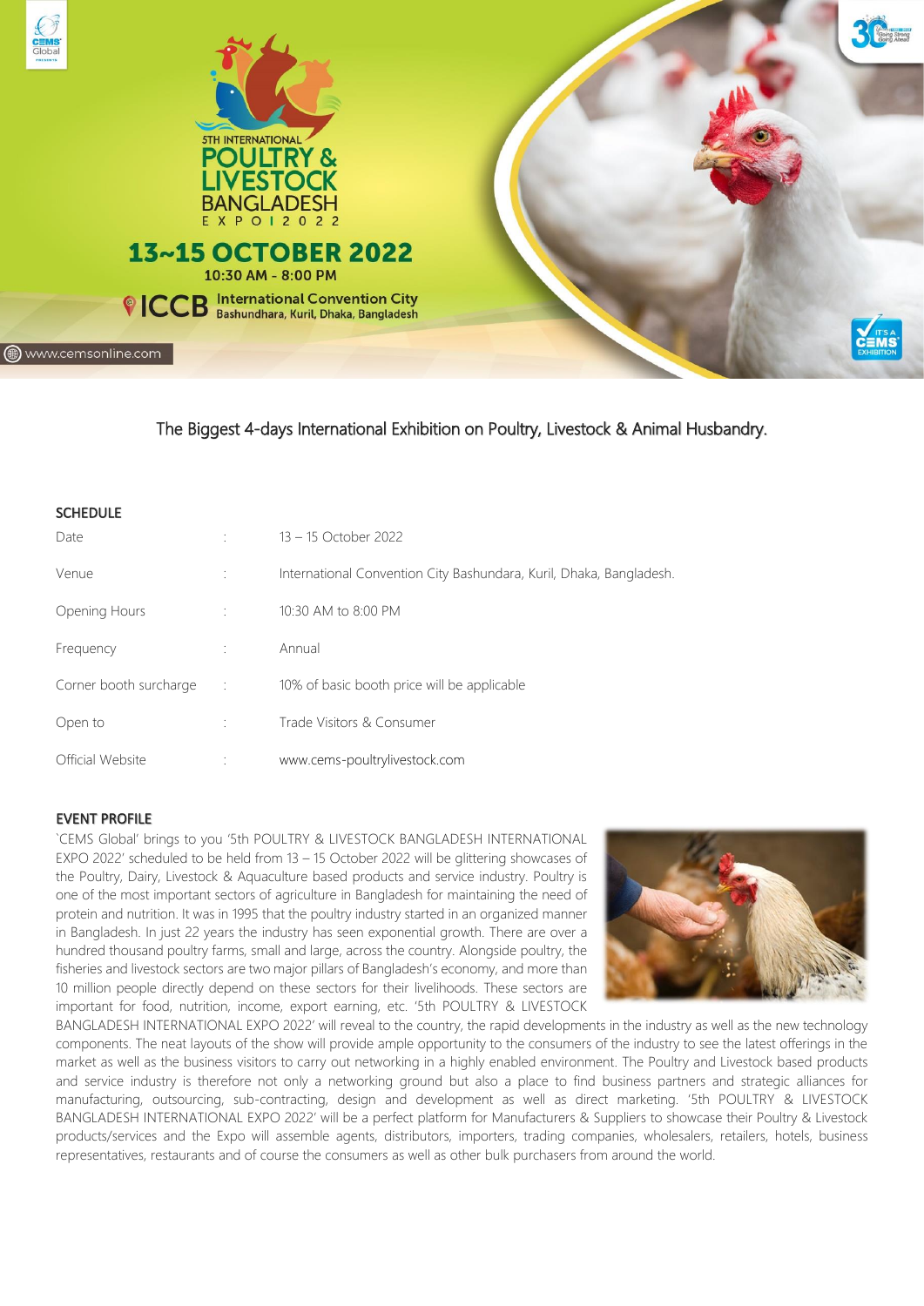5TH INTERNATIONAL

# POULTRY & LIVESTOCK BANGLADESH EXPO 2022

**13~15 OCTOBER 2022**

10:30 AM - 8:00 PM

ICCB International Convention City Bashundhara, Kuril, Dhaka, Bangladesh

www.cemsonline.com

The Biggest 4-days International Exhibition on Poultry, Livestock & Animal Husbandry.

## SCHEDULE

| | | |
|---|---|---|
| Date | : | 13 – 15 October 2022 |
| Venue | : | International Convention City Bashundara, Kuril, Dhaka, Bangladesh. |
| Opening Hours | : | 10:30 AM to 8:00 PM |
| Frequency | : | Annual |
| Corner booth surcharge | : | 10% of basic booth price will be applicable |
| Open to | : | Trade Visitors & Consumer |
| Official Website | : | www.cems-poultrylivestock.com |

## EVENT PROFILE

`CEMS Global' brings to you '5th POULTRY & LIVESTOCK BANGLADESH INTERNATIONAL EXPO 2022' scheduled to be held from 13 – 15 October 2022 will be glittering showcases of the Poultry, Dairy, Livestock & Aquaculture based products and service industry. Poultry is one of the most important sectors of agriculture in Bangladesh for maintaining the need of protein and nutrition. It was in 1995 that the poultry industry started in an organized manner in Bangladesh. In just 22 years the industry has seen exponential growth. There are over a hundred thousand poultry farms, small and large, across the country. Alongside poultry, the fisheries and livestock sectors are two major pillars of Bangladesh's economy, and more than 10 million people directly depend on these sectors for their livelihoods. These sectors are important for food, nutrition, income, export earning, etc. '5th POULTRY & LIVESTOCK BANGLADESH INTERNATIONAL EXPO 2022' will reveal to the country, the rapid developments in the industry as well as the new technology components. The neat layouts of the show will provide ample opportunity to the consumers of the industry to see the latest offerings in the market as well as the business visitors to carry out networking in a highly enabled environment. The Poultry and Livestock based products and service industry is therefore not only a networking ground but also a place to find business partners and strategic alliances for manufacturing, outsourcing, sub-contracting, design and development as well as direct marketing. '5th POULTRY & LIVESTOCK BANGLADESH INTERNATIONAL EXPO 2022' will be a perfect platform for Manufacturers & Suppliers to showcase their Poultry & Livestock products/services and the Expo will assemble agents, distributors, importers, trading companies, wholesalers, retailers, hotels, business representatives, restaurants and of course the consumers as well as other bulk purchasers from around the world.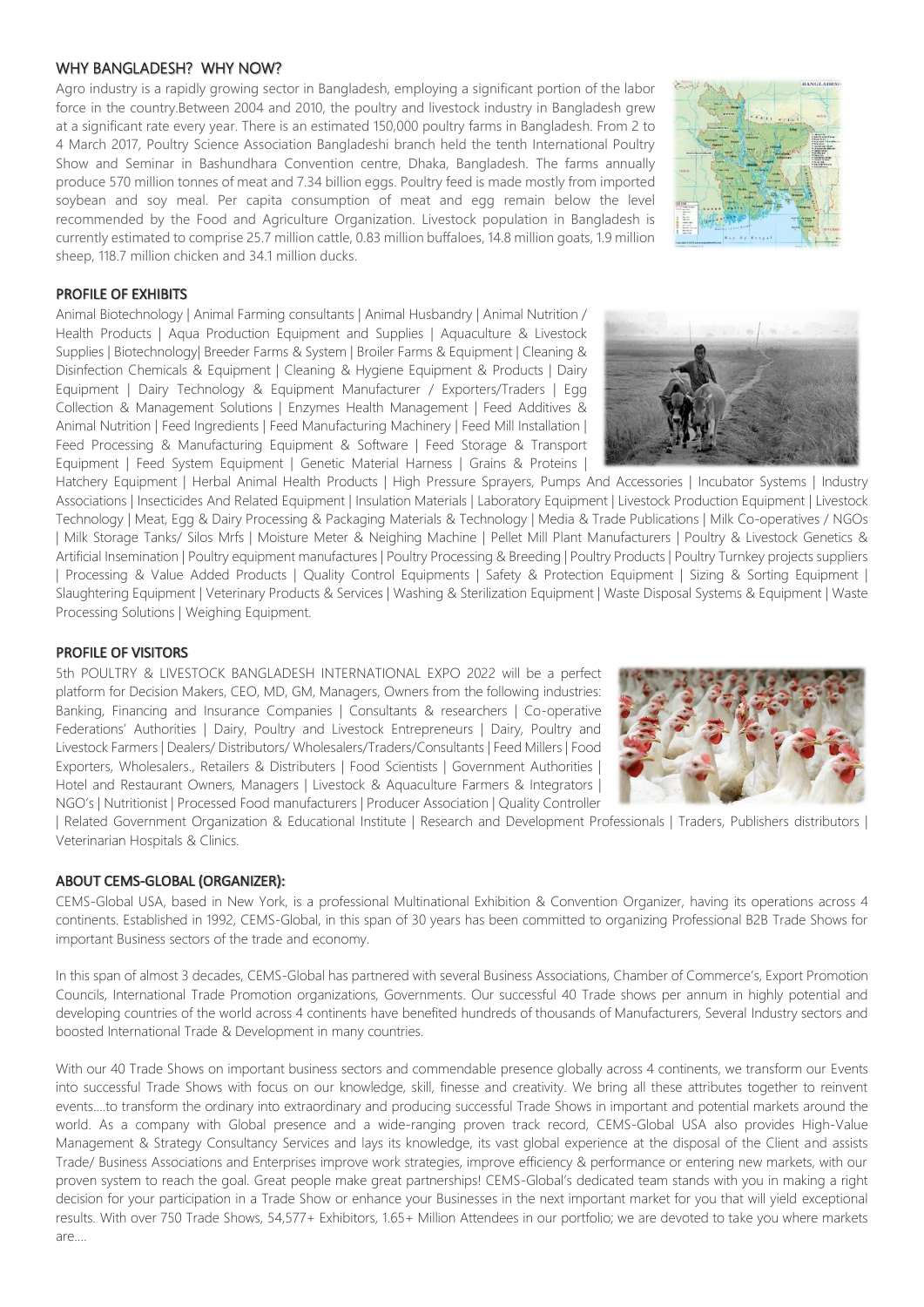## WHY BANGLADESH? WHY NOW?

Agro industry is a rapidly growing sector in Bangladesh, employing a significant portion of the labor force in the country.Between 2004 and 2010, the poultry and livestock industry in Bangladesh grew at a significant rate every year. There is an estimated 150,000 poultry farms in Bangladesh. From 2 to 4 March 2017, Poultry Science Association Bangladeshi branch held the tenth International Poultry Show and Seminar in Bashundhara Convention centre, Dhaka, Bangladesh. The farms annually produce 570 million tonnes of meat and 7.34 billion eggs. Poultry feed is made mostly from imported soybean and soy meal. Per capita consumption of meat and egg remain below the level recommended by the Food and Agriculture Organization. Livestock population in Bangladesh is currently estimated to comprise 25.7 million cattle, 0.83 million buffaloes, 14.8 million goats, 1.9 million sheep, 118.7 million chicken and 34.1 million ducks.

## PROFILE OF EXHIBITS

Animal Biotechnology | Animal Farming consultants | Animal Husbandry | Animal Nutrition / Health Products | Aqua Production Equipment and Supplies | Aquaculture & Livestock Supplies | Biotechnology| Breeder Farms & System | Broiler Farms & Equipment | Cleaning & Disinfection Chemicals & Equipment | Cleaning & Hygiene Equipment & Products | Dairy Equipment | Dairy Technology & Equipment Manufacturer / Exporters/Traders | Egg Collection & Management Solutions | Enzymes Health Management | Feed Additives & Animal Nutrition | Feed Ingredients | Feed Manufacturing Machinery | Feed Mill Installation | Feed Processing & Manufacturing Equipment & Software | Feed Storage & Transport Equipment | Feed System Equipment | Genetic Material Harness | Grains & Proteins | Hatchery Equipment | Herbal Animal Health Products | High Pressure Sprayers, Pumps And Accessories | Incubator Systems | Industry Associations | Insecticides And Related Equipment | Insulation Materials | Laboratory Equipment | Livestock Production Equipment | Livestock Technology | Meat, Egg & Dairy Processing & Packaging Materials & Technology | Media & Trade Publications | Milk Co-operatives / NGOs | Milk Storage Tanks/ Silos Mrfs | Moisture Meter & Neighing Machine | Pellet Mill Plant Manufacturers | Poultry & Livestock Genetics & Artificial Insemination | Poultry equipment manufactures | Poultry Processing & Breeding | Poultry Products | Poultry Turnkey projects suppliers | Processing & Value Added Products | Quality Control Equipments | Safety & Protection Equipment | Sizing & Sorting Equipment | Slaughtering Equipment | Veterinary Products & Services | Washing & Sterilization Equipment | Waste Disposal Systems & Equipment | Waste Processing Solutions | Weighing Equipment.

## PROFILE OF VISITORS

5th POULTRY & LIVESTOCK BANGLADESH INTERNATIONAL EXPO 2022 will be a perfect platform for Decision Makers, CEO, MD, GM, Managers, Owners from the following industries: Banking, Financing and Insurance Companies | Consultants & researchers | Co-operative Federations' Authorities | Dairy, Poultry and Livestock Entrepreneurs | Dairy, Poultry and Livestock Farmers | Dealers/ Distributors/ Wholesalers/Traders/Consultants | Feed Millers | Food Exporters, Wholesalers., Retailers & Distributers | Food Scientists | Government Authorities | Hotel and Restaurant Owners, Managers | Livestock & Aquaculture Farmers & Integrators | NGO's | Nutritionist | Processed Food manufacturers | Producer Association | Quality Controller | Related Government Organization & Educational Institute | Research and Development Professionals | Traders, Publishers distributors | Veterinarian Hospitals & Clinics.

## ABOUT CEMS-GLOBAL (ORGANIZER):

CEMS-Global USA, based in New York, is a professional Multinational Exhibition & Convention Organizer, having its operations across 4 continents. Established in 1992, CEMS-Global, in this span of 30 years has been committed to organizing Professional B2B Trade Shows for important Business sectors of the trade and economy.

In this span of almost 3 decades, CEMS-Global has partnered with several Business Associations, Chamber of Commerce's, Export Promotion Councils, International Trade Promotion organizations, Governments. Our successful 40 Trade shows per annum in highly potential and developing countries of the world across 4 continents have benefited hundreds of thousands of Manufacturers, Several Industry sectors and boosted International Trade & Development in many countries.

With our 40 Trade Shows on important business sectors and commendable presence globally across 4 continents, we transform our Events into successful Trade Shows with focus on our knowledge, skill, finesse and creativity. We bring all these attributes together to reinvent events....to transform the ordinary into extraordinary and producing successful Trade Shows in important and potential markets around the world. As a company with Global presence and a wide-ranging proven track record, CEMS-Global USA also provides High-Value Management & Strategy Consultancy Services and lays its knowledge, its vast global experience at the disposal of the Client and assists Trade/ Business Associations and Enterprises improve work strategies, improve efficiency & performance or entering new markets, with our proven system to reach the goal. Great people make great partnerships! CEMS-Global's dedicated team stands with you in making a right decision for your participation in a Trade Show or enhance your Businesses in the next important market for you that will yield exceptional results. With over 750 Trade Shows, 54,577+ Exhibitors, 1.65+ Million Attendees in our portfolio; we are devoted to take you where markets are....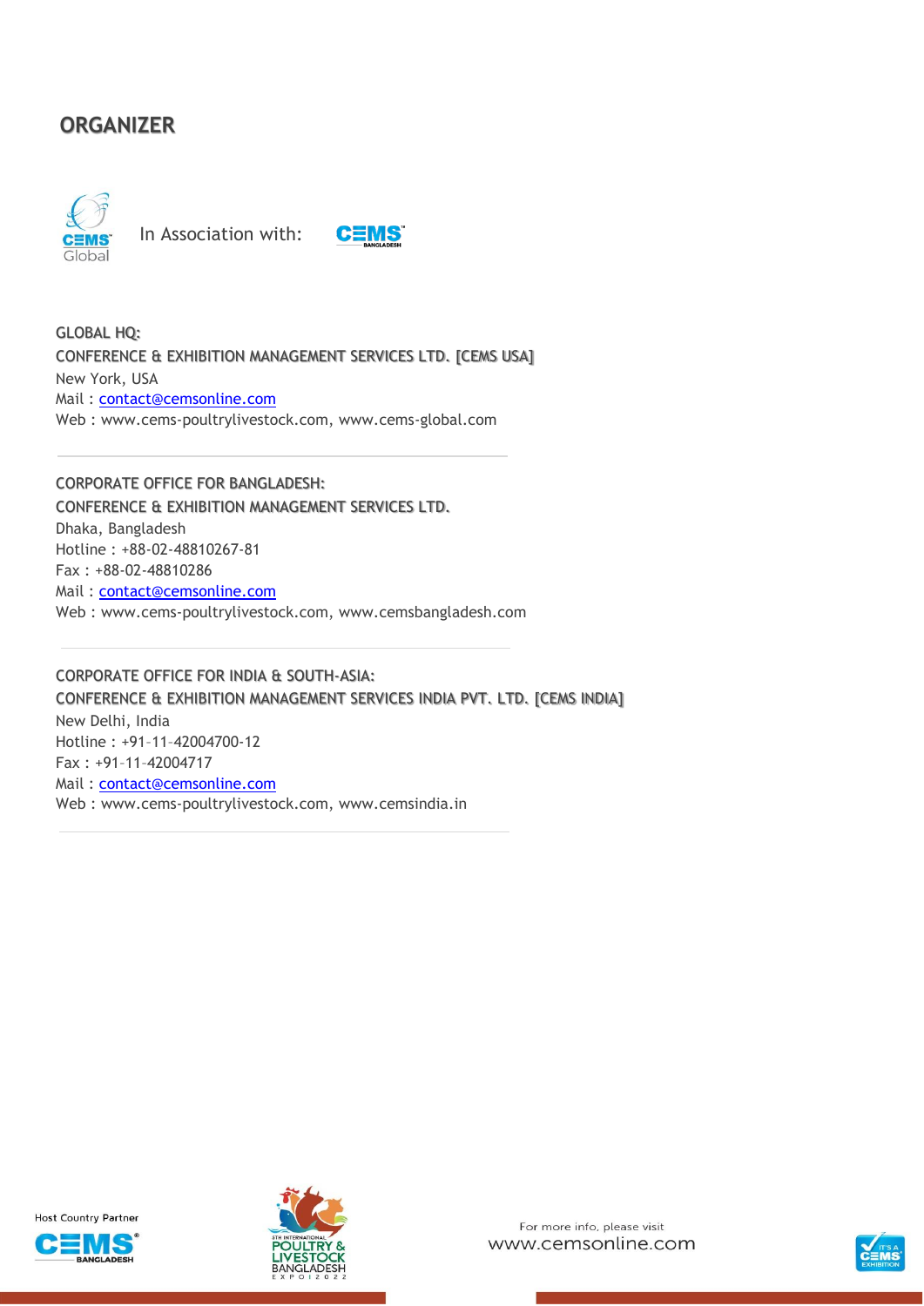## ORGANIZER

In Association with:

GLOBAL HQ:
CONFERENCE & EXHIBITION MANAGEMENT SERVICES LTD. [CEMS USA]
New York, USA
Mail : contact@cemsonline.com
Web : www.cems-poultrylivestock.com, www.cems-global.com

---

CORPORATE OFFICE FOR BANGLADESH:
CONFERENCE & EXHIBITION MANAGEMENT SERVICES LTD.
Dhaka, Bangladesh
Hotline : +88-02-48810267-81
Fax : +88-02-48810286
Mail : contact@cemsonline.com
Web : www.cems-poultrylivestock.com, www.cemsbangladesh.com

---

CORPORATE OFFICE FOR INDIA & SOUTH-ASIA:
CONFERENCE & EXHIBITION MANAGEMENT SERVICES INDIA PVT. LTD. [CEMS INDIA]
New Delhi, India
Hotline : +91-11-42004700-12
Fax : +91-11-42004717
Mail : contact@cemsonline.com
Web : www.cems-poultrylivestock.com, www.cemsindia.in

---

Host Country Partner

For more info, please visit
www.cemsonline.com